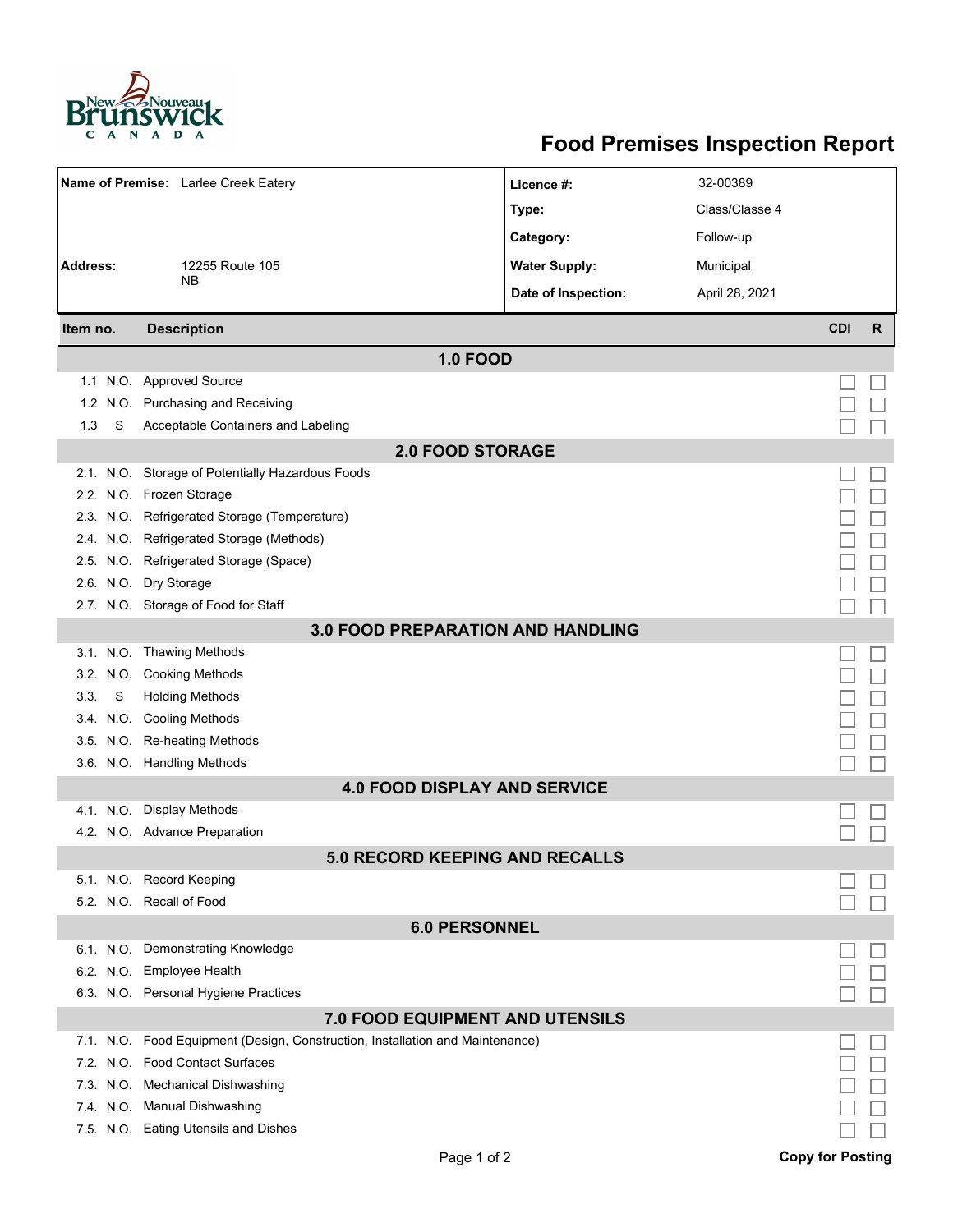New Nouveau Brunswick CANADA

# Food Premises Inspection Report

| **Name of Premise:** Larlee Creek Eatery | **Licence #:** | 32-00389 |
|---|---|---|
| | **Type:** | Class/Classe 4 |
| | **Category:** | Follow-up |
| **Address:** 12255 Route 105 NB | **Water Supply:** | Municipal |
| | **Date of Inspection:** | April 28, 2021 |

| Item no. | | Description | CDI | R |
|---|---|---|---|---|
| | | **1.0 FOOD** | | |
| 1.1 | N.O. | Approved Source | ☐ | ☐ |
| 1.2 | N.O. | Purchasing and Receiving | ☐ | ☐ |
| 1.3 | S | Acceptable Containers and Labeling | ☐ | ☐ |
| | | **2.0 FOOD STORAGE** | | |
| 2.1. | N.O. | Storage of Potentially Hazardous Foods | ☐ | ☐ |
| 2.2. | N.O. | Frozen Storage | ☐ | ☐ |
| 2.3. | N.O. | Refrigerated Storage (Temperature) | ☐ | ☐ |
| 2.4. | N.O. | Refrigerated Storage (Methods) | ☐ | ☐ |
| 2.5. | N.O. | Refrigerated Storage (Space) | ☐ | ☐ |
| 2.6. | N.O. | Dry Storage | ☐ | ☐ |
| 2.7. | N.O. | Storage of Food for Staff | ☐ | ☐ |
| | | **3.0 FOOD PREPARATION AND HANDLING** | | |
| 3.1. | N.O. | Thawing Methods | ☐ | ☐ |
| 3.2. | N.O. | Cooking Methods | ☐ | ☐ |
| 3.3. | S | Holding Methods | ☐ | ☐ |
| 3.4. | N.O. | Cooling Methods | ☐ | ☐ |
| 3.5. | N.O. | Re-heating Methods | ☐ | ☐ |
| 3.6. | N.O. | Handling Methods | ☐ | ☐ |
| | | **4.0 FOOD DISPLAY AND SERVICE** | | |
| 4.1. | N.O. | Display Methods | ☐ | ☐ |
| 4.2. | N.O. | Advance Preparation | ☐ | ☐ |
| | | **5.0 RECORD KEEPING AND RECALLS** | | |
| 5.1. | N.O. | Record Keeping | ☐ | ☐ |
| 5.2. | N.O. | Recall of Food | ☐ | ☐ |
| | | **6.0 PERSONNEL** | | |
| 6.1. | N.O. | Demonstrating Knowledge | ☐ | ☐ |
| 6.2. | N.O. | Employee Health | ☐ | ☐ |
| 6.3. | N.O. | Personal Hygiene Practices | ☐ | ☐ |
| | | **7.0 FOOD EQUIPMENT AND UTENSILS** | | |
| 7.1. | N.O. | Food Equipment (Design, Construction, Installation and Maintenance) | ☐ | ☐ |
| 7.2. | N.O. | Food Contact Surfaces | ☐ | ☐ |
| 7.3. | N.O. | Mechanical Dishwashing | ☐ | ☐ |
| 7.4. | N.O. | Manual Dishwashing | ☐ | ☐ |
| 7.5. | N.O. | Eating Utensils and Dishes | ☐ | ☐ |

**Copy for Posting**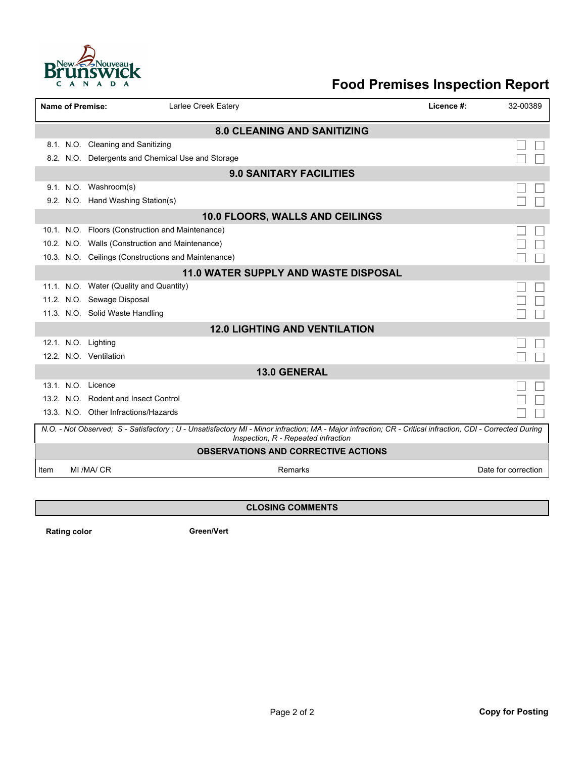New Nouveau Brunswick CANADA

# Food Premises Inspection Report

| **Name of Premise:** | Larlee Creek Eatery | **Licence #:** | 32-00389 |
|---|---|---|---|

## 8.0 CLEANING AND SANITIZING

- 8.1. N.O. Cleaning and Sanitizing
- 8.2. N.O. Detergents and Chemical Use and Storage

## 9.0 SANITARY FACILITIES

- 9.1. N.O. Washroom(s)
- 9.2. N.O. Hand Washing Station(s)

## 10.0 FLOORS, WALLS AND CEILINGS

- 10.1. N.O. Floors (Construction and Maintenance)
- 10.2. N.O. Walls (Construction and Maintenance)
- 10.3. N.O. Ceilings (Constructions and Maintenance)

## 11.0 WATER SUPPLY AND WASTE DISPOSAL

- 11.1. N.O. Water (Quality and Quantity)
- 11.2. N.O. Sewage Disposal
- 11.3. N.O. Solid Waste Handling

## 12.0 LIGHTING AND VENTILATION

- 12.1. N.O. Lighting
- 12.2. N.O. Ventilation

## 13.0 GENERAL

- 13.1. N.O. Licence
- 13.2. N.O. Rodent and Insect Control
- 13.3. N.O. Other Infractions/Hazards

*N.O. - Not Observed; S - Satisfactory ; U - Unsatisfactory MI - Minor infraction; MA - Major infraction; CR - Critical infraction, CDI - Corrected During Inspection, R - Repeated infraction*

## OBSERVATIONS AND CORRECTIVE ACTIONS

| Item | MI /MA/ CR | Remarks | Date for correction |
|---|---|---|---|

## CLOSING COMMENTS

**Rating color** **Green/Vert**

**Copy for Posting**